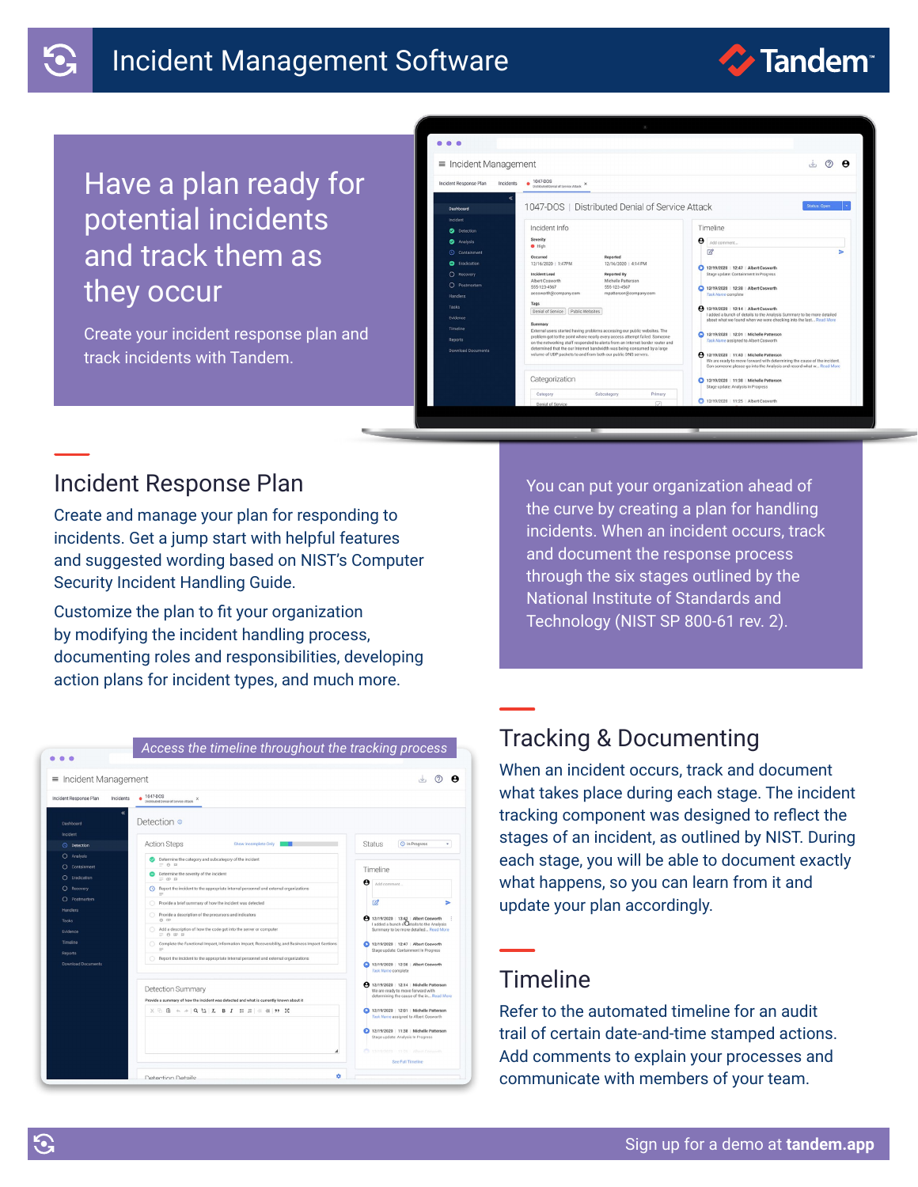# Incident Management Software

Tandem

## Have a plan ready for potential incidents and track them as they occur

Create your incident response plan and track incidents with Tandem.

## Incident Response Plan

Create and manage your plan for responding to incidents. Get a jump start with helpful features and suggested wording based on NIST's Computer Security Incident Handling Guide.

Customize the plan to fit your organization by modifying the incident handling process, documenting roles and responsibilities, developing action plans for incident types, and much more.

You can put your organization ahead of the curve by creating a plan for handling incidents. When an incident occurs, track and document the response process through the six stages outlined by the National Institute of Standards and Technology (NIST SP 800-61 rev. 2).

*Access the timeline throughout the tracking process*

## Tracking & Documenting

When an incident occurs, track and document what takes place during each stage. The incident tracking component was designed to reflect the stages of an incident, as outlined by NIST. During each stage, you will be able to document exactly what happens, so you can learn from it and update your plan accordingly.

## Timeline

Refer to the automated timeline for an audit trail of certain date-and-time stamped actions. Add comments to explain your processes and communicate with members of your team.

Sign up for a demo at **tandem.app**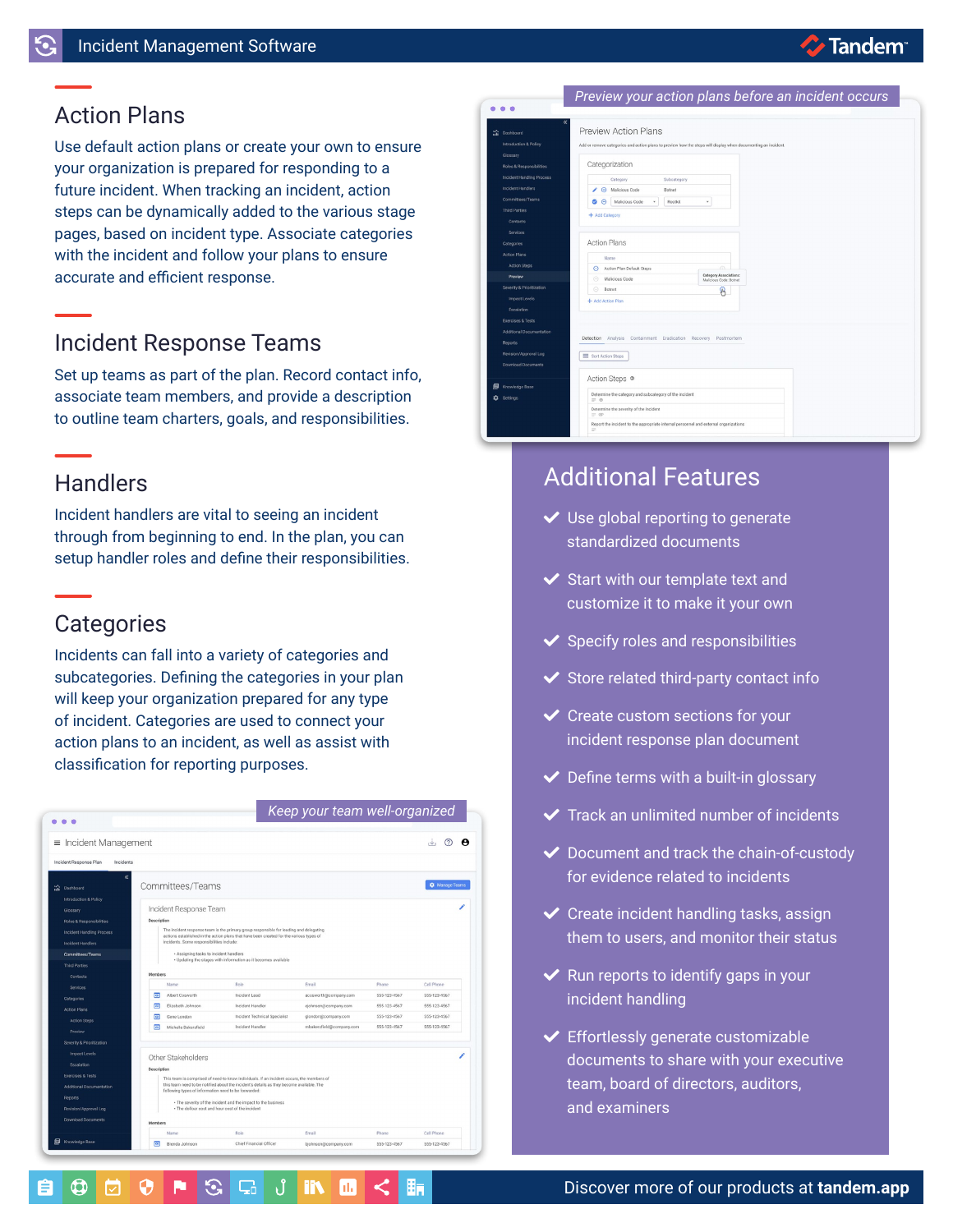Incident Management Software

# Action Plans

Use default action plans or create your own to ensure your organization is prepared for responding to a future incident. When tracking an incident, action steps can be dynamically added to the various stage pages, based on incident type. Associate categories with the incident and follow your plans to ensure accurate and efficient response.

# Incident Response Teams

Set up teams as part of the plan. Record contact info, associate team members, and provide a description to outline team charters, goals, and responsibilities.

# Handlers

Incident handlers are vital to seeing an incident through from beginning to end. In the plan, you can setup handler roles and define their responsibilities.

# Categories

Incidents can fall into a variety of categories and subcategories. Defining the categories in your plan will keep your organization prepared for any type of incident. Categories are used to connect your action plans to an incident, as well as assist with classification for reporting purposes.

*Preview your action plans before an incident occurs*

*Keep your team well-organized*

# Additional Features

- Use global reporting to generate standardized documents
- Start with our template text and customize it to make it your own
- Specify roles and responsibilities
- Store related third-party contact info
- Create custom sections for your incident response plan document
- Define terms with a built-in glossary
- Track an unlimited number of incidents
- Document and track the chain-of-custody for evidence related to incidents
- Create incident handling tasks, assign them to users, and monitor their status
- Run reports to identify gaps in your incident handling
- Effortlessly generate customizable documents to share with your executive team, board of directors, auditors, and examiners

Discover more of our products at **tandem.app**